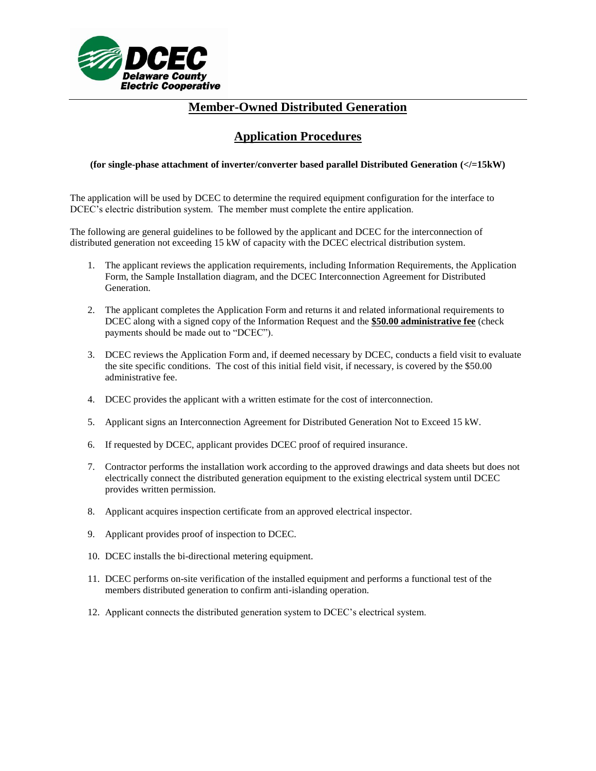DCEC
Delaware County
Electric Cooperative

# Member-Owned Distributed Generation

## Application Procedures

**(for single-phase attachment of inverter/converter based parallel Distributed Generation (</=15kW)**

The application will be used by DCEC to determine the required equipment configuration for the interface to DCEC's electric distribution system. The member must complete the entire application.

The following are general guidelines to be followed by the applicant and DCEC for the interconnection of distributed generation not exceeding 15 kW of capacity with the DCEC electrical distribution system.

1. The applicant reviews the application requirements, including Information Requirements, the Application Form, the Sample Installation diagram, and the DCEC Interconnection Agreement for Distributed Generation.
2. The applicant completes the Application Form and returns it and related informational requirements to DCEC along with a signed copy of the Information Request and the **$50.00 administrative fee** (check payments should be made out to "DCEC").
3. DCEC reviews the Application Form and, if deemed necessary by DCEC, conducts a field visit to evaluate the site specific conditions. The cost of this initial field visit, if necessary, is covered by the $50.00 administrative fee.
4. DCEC provides the applicant with a written estimate for the cost of interconnection.
5. Applicant signs an Interconnection Agreement for Distributed Generation Not to Exceed 15 kW.
6. If requested by DCEC, applicant provides DCEC proof of required insurance.
7. Contractor performs the installation work according to the approved drawings and data sheets but does not electrically connect the distributed generation equipment to the existing electrical system until DCEC provides written permission.
8. Applicant acquires inspection certificate from an approved electrical inspector.
9. Applicant provides proof of inspection to DCEC.
10. DCEC installs the bi-directional metering equipment.
11. DCEC performs on-site verification of the installed equipment and performs a functional test of the members distributed generation to confirm anti-islanding operation.
12. Applicant connects the distributed generation system to DCEC's electrical system.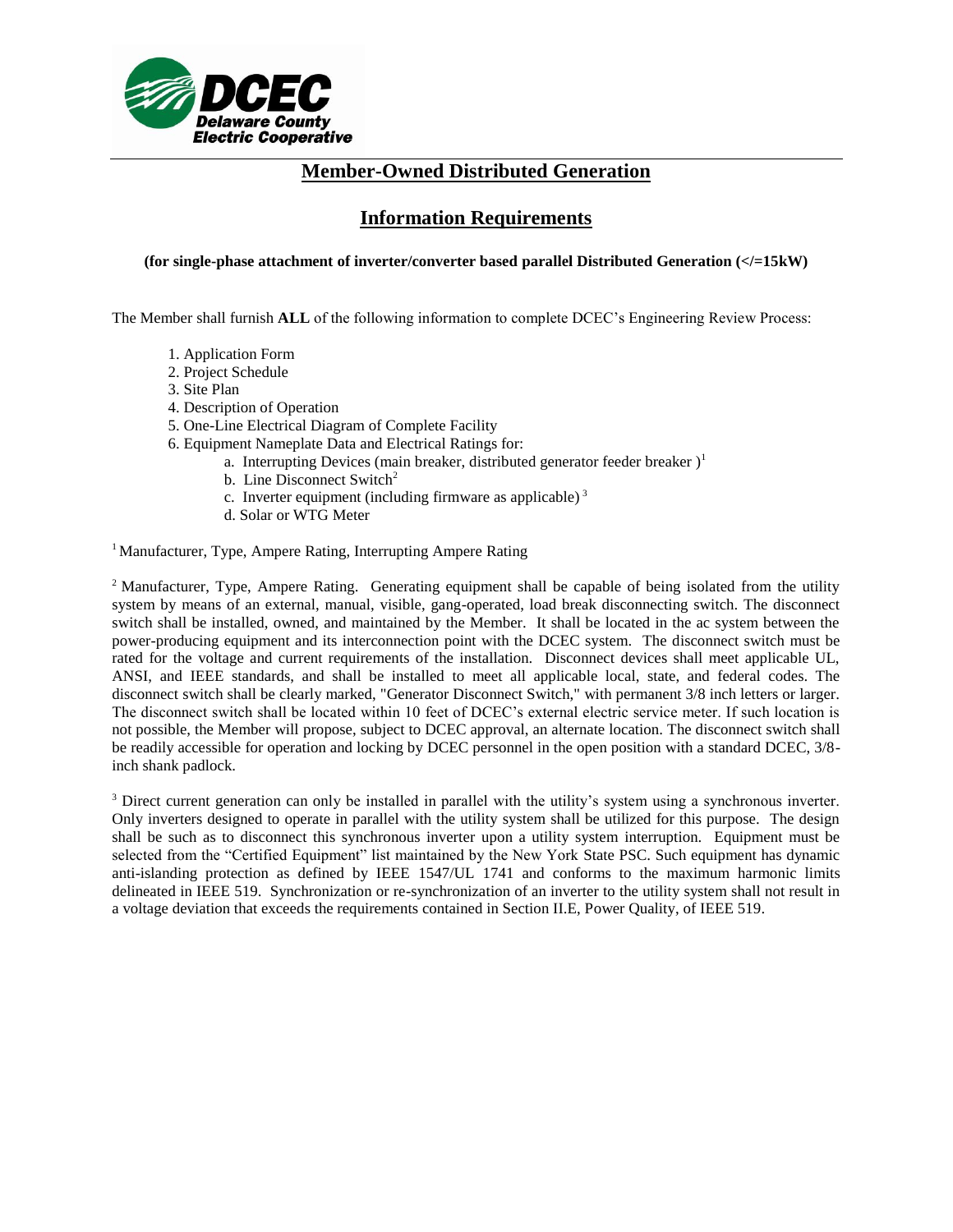# Member-Owned Distributed Generation

## Information Requirements

**(for single-phase attachment of inverter/converter based parallel Distributed Generation (</=15kW)**

The Member shall furnish **ALL** of the following information to complete DCEC's Engineering Review Process:

1. Application Form
2. Project Schedule
3. Site Plan
4. Description of Operation
5. One-Line Electrical Diagram of Complete Facility
6. Equipment Nameplate Data and Electrical Ratings for:
   - a. Interrupting Devices (main breaker, distributed generator feeder breaker )[1]
   - b. Line Disconnect Switch[2]
   - c. Inverter equipment (including firmware as applicable)[3]
   - d. Solar or WTG Meter

[1] Manufacturer, Type, Ampere Rating, Interrupting Ampere Rating

[2] Manufacturer, Type, Ampere Rating. Generating equipment shall be capable of being isolated from the utility system by means of an external, manual, visible, gang-operated, load break disconnecting switch. The disconnect switch shall be installed, owned, and maintained by the Member. It shall be located in the ac system between the power-producing equipment and its interconnection point with the DCEC system. The disconnect switch must be rated for the voltage and current requirements of the installation. Disconnect devices shall meet applicable UL, ANSI, and IEEE standards, and shall be installed to meet all applicable local, state, and federal codes. The disconnect switch shall be clearly marked, "Generator Disconnect Switch," with permanent 3/8 inch letters or larger. The disconnect switch shall be located within 10 feet of DCEC's external electric service meter. If such location is not possible, the Member will propose, subject to DCEC approval, an alternate location. The disconnect switch shall be readily accessible for operation and locking by DCEC personnel in the open position with a standard DCEC, 3/8-inch shank padlock.

[3] Direct current generation can only be installed in parallel with the utility's system using a synchronous inverter. Only inverters designed to operate in parallel with the utility system shall be utilized for this purpose. The design shall be such as to disconnect this synchronous inverter upon a utility system interruption. Equipment must be selected from the "Certified Equipment" list maintained by the New York State PSC. Such equipment has dynamic anti-islanding protection as defined by IEEE 1547/UL 1741 and conforms to the maximum harmonic limits delineated in IEEE 519. Synchronization or re-synchronization of an inverter to the utility system shall not result in a voltage deviation that exceeds the requirements contained in Section II.E, Power Quality, of IEEE 519.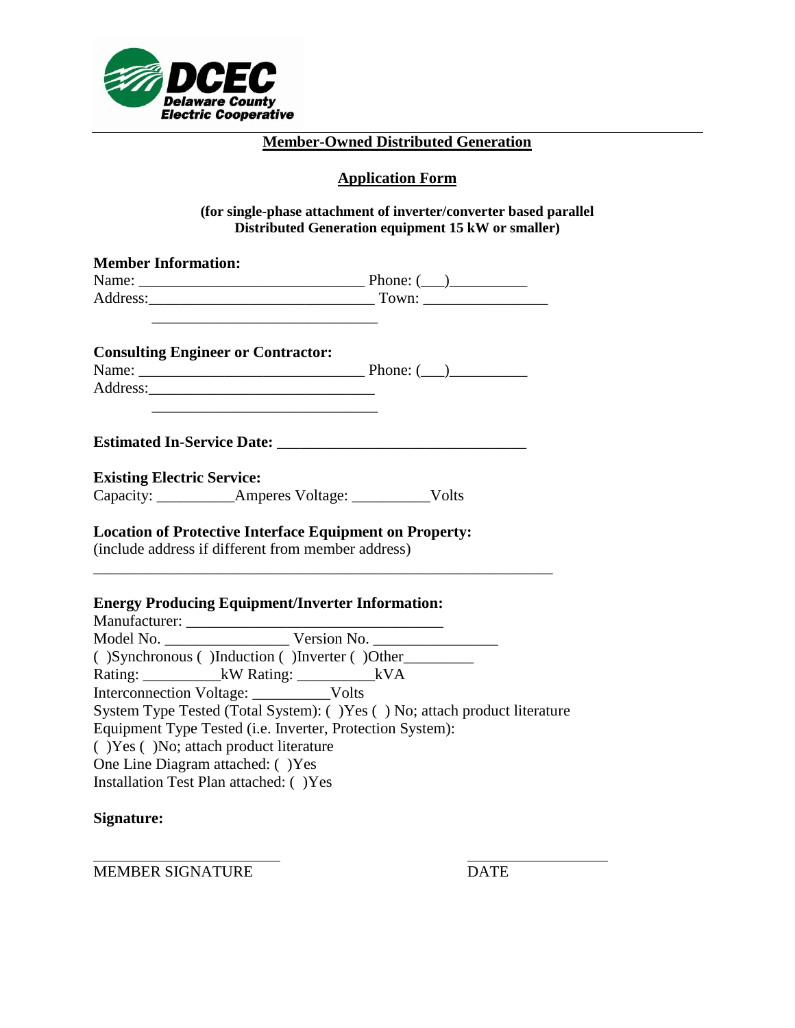**DCEC**
**Delaware County Electric Cooperative**

## Member-Owned Distributed Generation

## Application Form

**(for single-phase attachment of inverter/converter based parallel Distributed Generation equipment 15 kW or smaller)**

**Member Information:**

Name: ____________________________ Phone: (___)__________

Address:____________________________ Town: ________________

____________________________

**Consulting Engineer or Contractor:**

Name: ____________________________ Phone: (___)__________

Address:____________________________

____________________________

**Estimated In-Service Date:** ________________________________

**Existing Electric Service:**

Capacity: __________Amperes Voltage: __________Volts

**Location of Protective Interface Equipment on Property:**

(include address if different from member address)

____________________________________________________________

**Energy Producing Equipment/Inverter Information:**

Manufacturer: __________________________________

Model No. ________________ Version No. ________________

( )Synchronous ( )Induction ( )Inverter ( )Other_________

Rating: __________kW Rating: __________kVA

Interconnection Voltage: __________Volts

System Type Tested (Total System): ( )Yes ( ) No; attach product literature

Equipment Type Tested (i.e. Inverter, Protection System):

( )Yes ( )No; attach product literature

One Line Diagram attached: ( )Yes

Installation Test Plan attached: ( )Yes

**Signature:**

______________________ ________________

MEMBER SIGNATURE DATE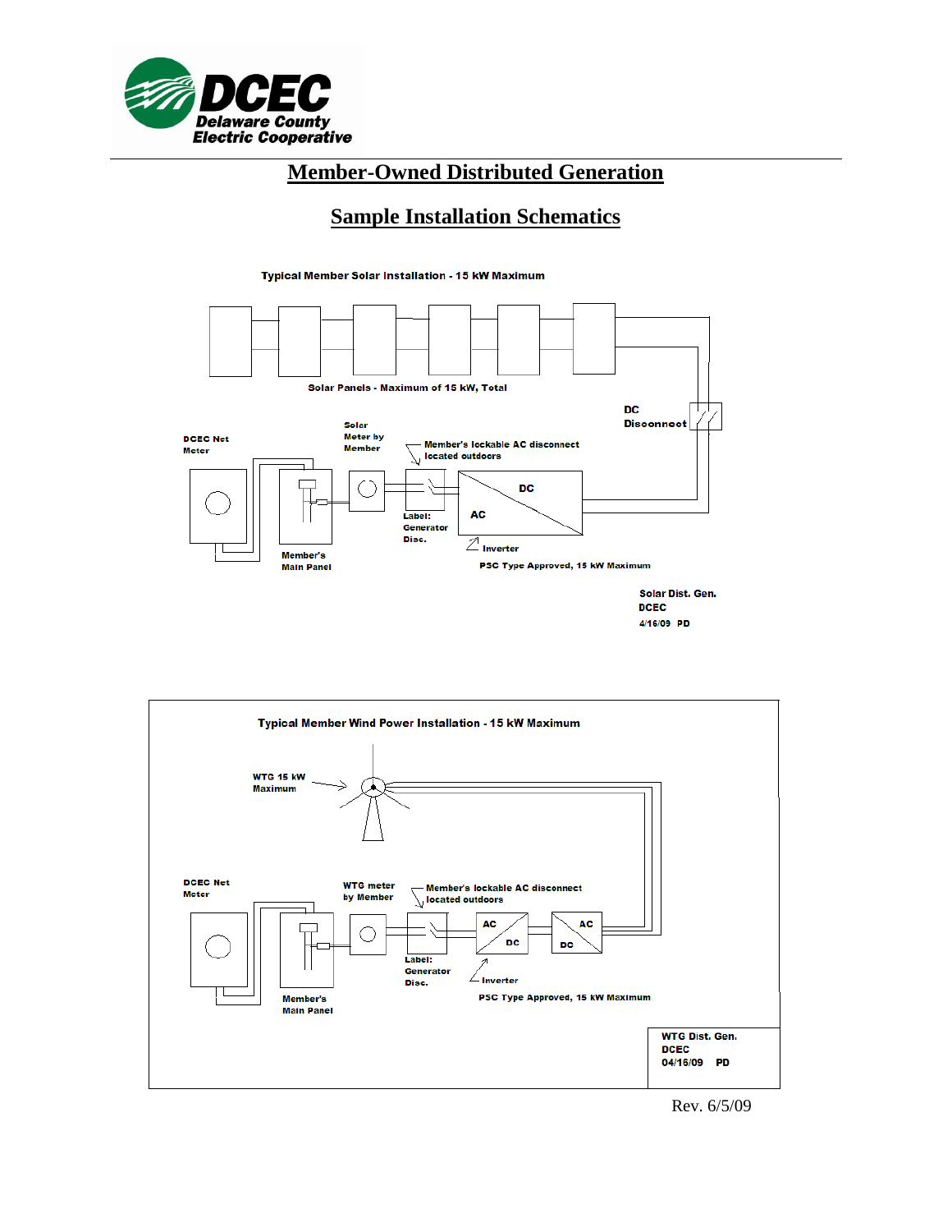# Member-Owned Distributed Generation

## Sample Installation Schematics

**Typical Member Solar Installation - 15 kW Maximum**

Solar Panels - Maximum of 15 kW, Total

DC Disconnect

DCEC Net Meter

Solar Meter by Member

Member's lockable AC disconnect located outdoors

DC

AC

Label: Generator Disc.

Inverter

Member's Main Panel

PSC Type Approved, 15 kW Maximum

Solar Dist. Gen.
DCEC
4/16/09 PD

**Typical Member Wind Power Installation - 15 kW Maximum**

WTG 15 kW Maximum

DCEC Net Meter

WTG meter by Member

Member's lockable AC disconnect located outdoors

AC

DC

AC

DC

Label: Generator Disc.

Inverter

Member's Main Panel

PSC Type Approved, 15 kW Maximum

WTG Dist. Gen.
DCEC
04/16/09 PD

Rev. 6/5/09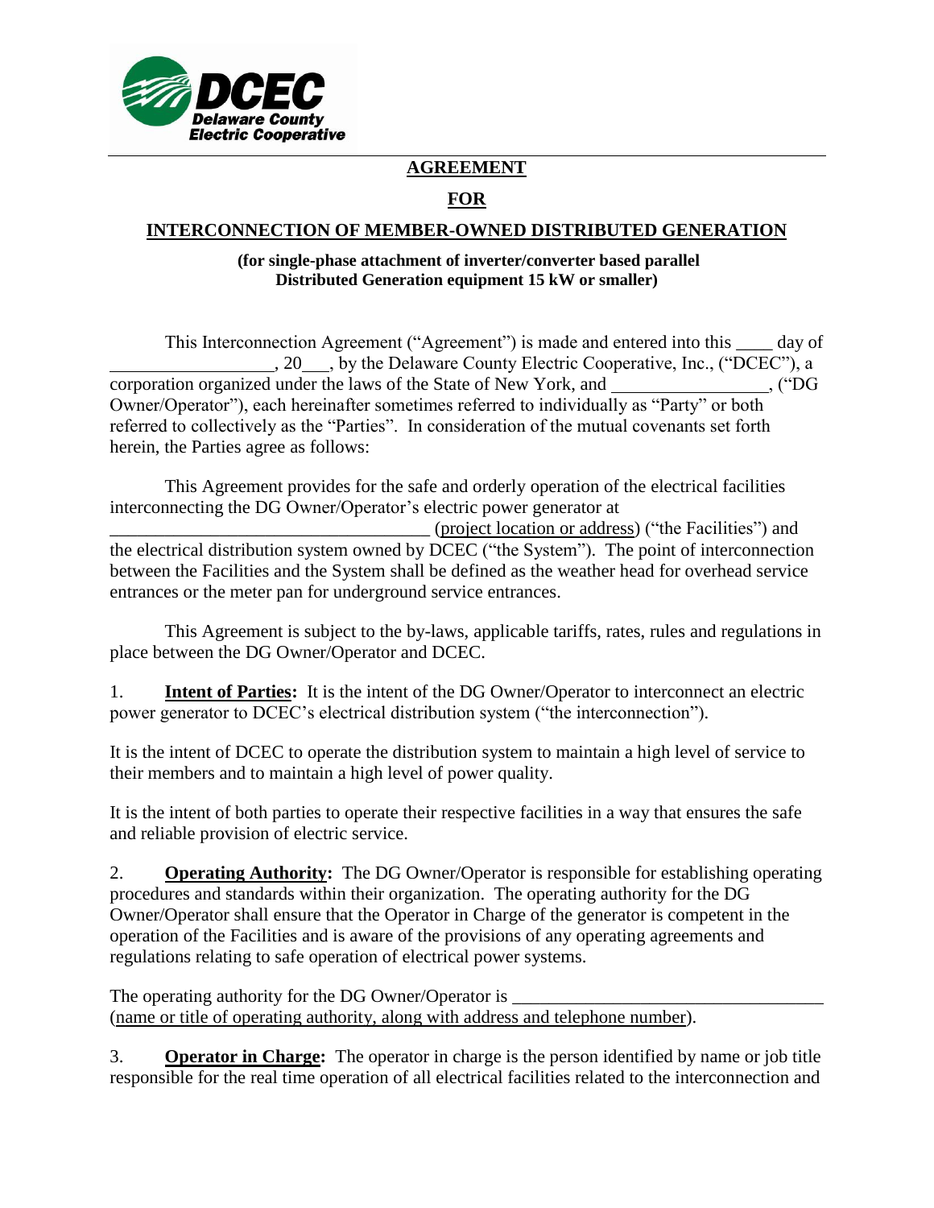# AGREEMENT

# FOR

# INTERCONNECTION OF MEMBER-OWNED DISTRIBUTED GENERATION

**(for single-phase attachment of inverter/converter based parallel Distributed Generation equipment 15 kW or smaller)**

This Interconnection Agreement ("Agreement") is made and entered into this ____ day of __________________, 20___, by the Delaware County Electric Cooperative, Inc., ("DCEC"), a corporation organized under the laws of the State of New York, and _________________, ("DG Owner/Operator"), each hereinafter sometimes referred to individually as "Party" or both referred to collectively as the "Parties". In consideration of the mutual covenants set forth herein, the Parties agree as follows:

This Agreement provides for the safe and orderly operation of the electrical facilities interconnecting the DG Owner/Operator's electric power generator at ___________________________________ (project location or address) ("the Facilities") and the electrical distribution system owned by DCEC ("the System"). The point of interconnection between the Facilities and the System shall be defined as the weather head for overhead service entrances or the meter pan for underground service entrances.

This Agreement is subject to the by-laws, applicable tariffs, rates, rules and regulations in place between the DG Owner/Operator and DCEC.

1. **Intent of Parties:** It is the intent of the DG Owner/Operator to interconnect an electric power generator to DCEC's electrical distribution system ("the interconnection").

It is the intent of DCEC to operate the distribution system to maintain a high level of service to their members and to maintain a high level of power quality.

It is the intent of both parties to operate their respective facilities in a way that ensures the safe and reliable provision of electric service.

2. **Operating Authority:** The DG Owner/Operator is responsible for establishing operating procedures and standards within their organization. The operating authority for the DG Owner/Operator shall ensure that the Operator in Charge of the generator is competent in the operation of the Facilities and is aware of the provisions of any operating agreements and regulations relating to safe operation of electrical power systems.

The operating authority for the DG Owner/Operator is __________________________________ (name or title of operating authority, along with address and telephone number).

3. **Operator in Charge:** The operator in charge is the person identified by name or job title responsible for the real time operation of all electrical facilities related to the interconnection and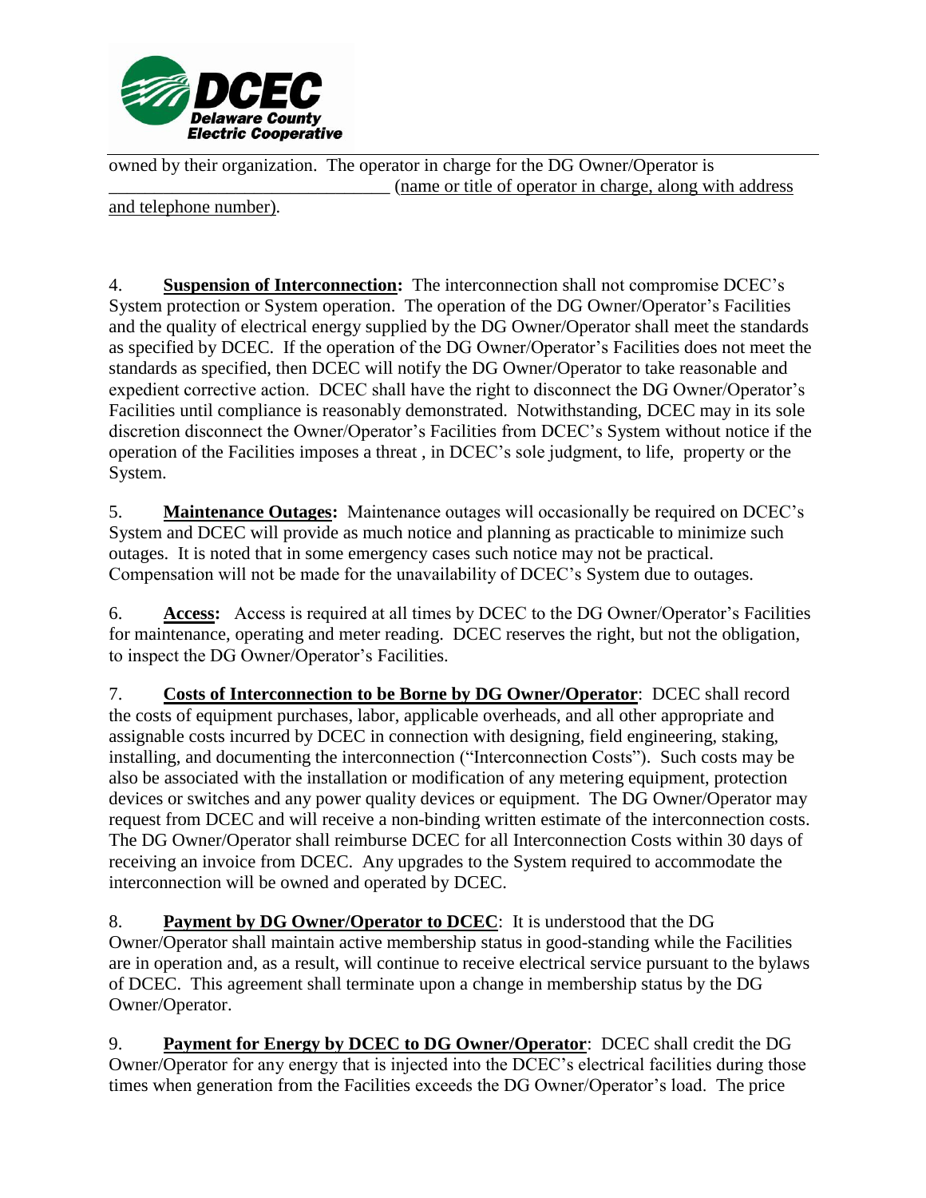owned by their organization. The operator in charge for the DG Owner/Operator is _______________________________ (name or title of operator in charge, along with address and telephone number).

4. **Suspension of Interconnection:** The interconnection shall not compromise DCEC's System protection or System operation. The operation of the DG Owner/Operator's Facilities and the quality of electrical energy supplied by the DG Owner/Operator shall meet the standards as specified by DCEC. If the operation of the DG Owner/Operator's Facilities does not meet the standards as specified, then DCEC will notify the DG Owner/Operator to take reasonable and expedient corrective action. DCEC shall have the right to disconnect the DG Owner/Operator's Facilities until compliance is reasonably demonstrated. Notwithstanding, DCEC may in its sole discretion disconnect the Owner/Operator's Facilities from DCEC's System without notice if the operation of the Facilities imposes a threat , in DCEC's sole judgment, to life, property or the System.

5. **Maintenance Outages:** Maintenance outages will occasionally be required on DCEC's System and DCEC will provide as much notice and planning as practicable to minimize such outages. It is noted that in some emergency cases such notice may not be practical. Compensation will not be made for the unavailability of DCEC's System due to outages.

6. **Access:** Access is required at all times by DCEC to the DG Owner/Operator's Facilities for maintenance, operating and meter reading. DCEC reserves the right, but not the obligation, to inspect the DG Owner/Operator's Facilities.

7. **Costs of Interconnection to be Borne by DG Owner/Operator**: DCEC shall record the costs of equipment purchases, labor, applicable overheads, and all other appropriate and assignable costs incurred by DCEC in connection with designing, field engineering, staking, installing, and documenting the interconnection ("Interconnection Costs"). Such costs may be also be associated with the installation or modification of any metering equipment, protection devices or switches and any power quality devices or equipment. The DG Owner/Operator may request from DCEC and will receive a non-binding written estimate of the interconnection costs. The DG Owner/Operator shall reimburse DCEC for all Interconnection Costs within 30 days of receiving an invoice from DCEC. Any upgrades to the System required to accommodate the interconnection will be owned and operated by DCEC.

8. **Payment by DG Owner/Operator to DCEC**: It is understood that the DG Owner/Operator shall maintain active membership status in good-standing while the Facilities are in operation and, as a result, will continue to receive electrical service pursuant to the bylaws of DCEC. This agreement shall terminate upon a change in membership status by the DG Owner/Operator.

9. **Payment for Energy by DCEC to DG Owner/Operator**: DCEC shall credit the DG Owner/Operator for any energy that is injected into the DCEC's electrical facilities during those times when generation from the Facilities exceeds the DG Owner/Operator's load. The price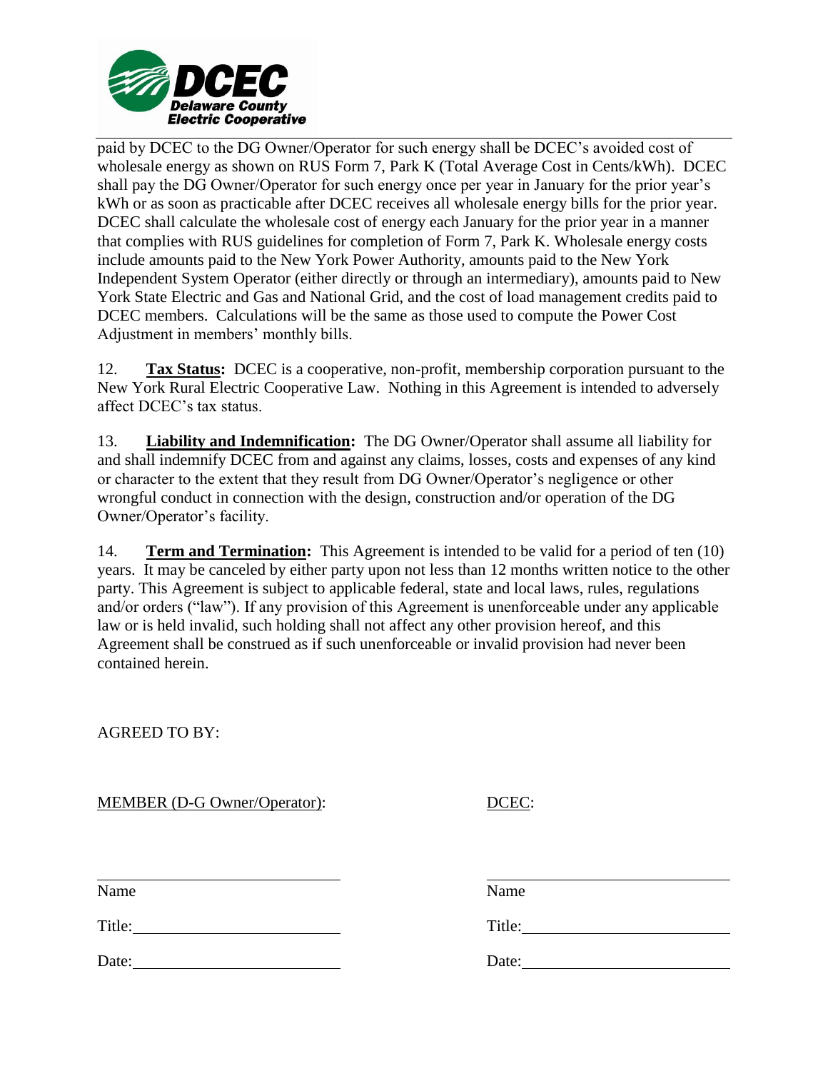paid by DCEC to the DG Owner/Operator for such energy shall be DCEC's avoided cost of wholesale energy as shown on RUS Form 7, Park K (Total Average Cost in Cents/kWh). DCEC shall pay the DG Owner/Operator for such energy once per year in January for the prior year's kWh or as soon as practicable after DCEC receives all wholesale energy bills for the prior year. DCEC shall calculate the wholesale cost of energy each January for the prior year in a manner that complies with RUS guidelines for completion of Form 7, Park K. Wholesale energy costs include amounts paid to the New York Power Authority, amounts paid to the New York Independent System Operator (either directly or through an intermediary), amounts paid to New York State Electric and Gas and National Grid, and the cost of load management credits paid to DCEC members. Calculations will be the same as those used to compute the Power Cost Adjustment in members' monthly bills.

12. **Tax Status:** DCEC is a cooperative, non-profit, membership corporation pursuant to the New York Rural Electric Cooperative Law. Nothing in this Agreement is intended to adversely affect DCEC's tax status.

13. **Liability and Indemnification:** The DG Owner/Operator shall assume all liability for and shall indemnify DCEC from and against any claims, losses, costs and expenses of any kind or character to the extent that they result from DG Owner/Operator's negligence or other wrongful conduct in connection with the design, construction and/or operation of the DG Owner/Operator's facility.

14. **Term and Termination:** This Agreement is intended to be valid for a period of ten (10) years. It may be canceled by either party upon not less than 12 months written notice to the other party. This Agreement is subject to applicable federal, state and local laws, rules, regulations and/or orders ("law"). If any provision of this Agreement is unenforceable under any applicable law or is held invalid, such holding shall not affect any other provision hereof, and this Agreement shall be construed as if such unenforceable or invalid provision had never been contained herein.

AGREED TO BY:

MEMBER (D-G Owner/Operator):

\_\_\_\_\_\_\_\_\_\_\_\_\_\_\_\_\_\_\_\_\_\_\_\_\_\_\_\_

Name

Title: \_\_\_\_\_\_\_\_\_\_\_\_\_\_\_\_\_\_\_\_\_\_\_

Date: \_\_\_\_\_\_\_\_\_\_\_\_\_\_\_\_\_\_\_\_\_\_\_

DCEC:

\_\_\_\_\_\_\_\_\_\_\_\_\_\_\_\_\_\_\_\_\_\_\_\_\_\_\_\_

Name

Title: \_\_\_\_\_\_\_\_\_\_\_\_\_\_\_\_\_\_\_\_\_\_\_

Date: \_\_\_\_\_\_\_\_\_\_\_\_\_\_\_\_\_\_\_\_\_\_\_